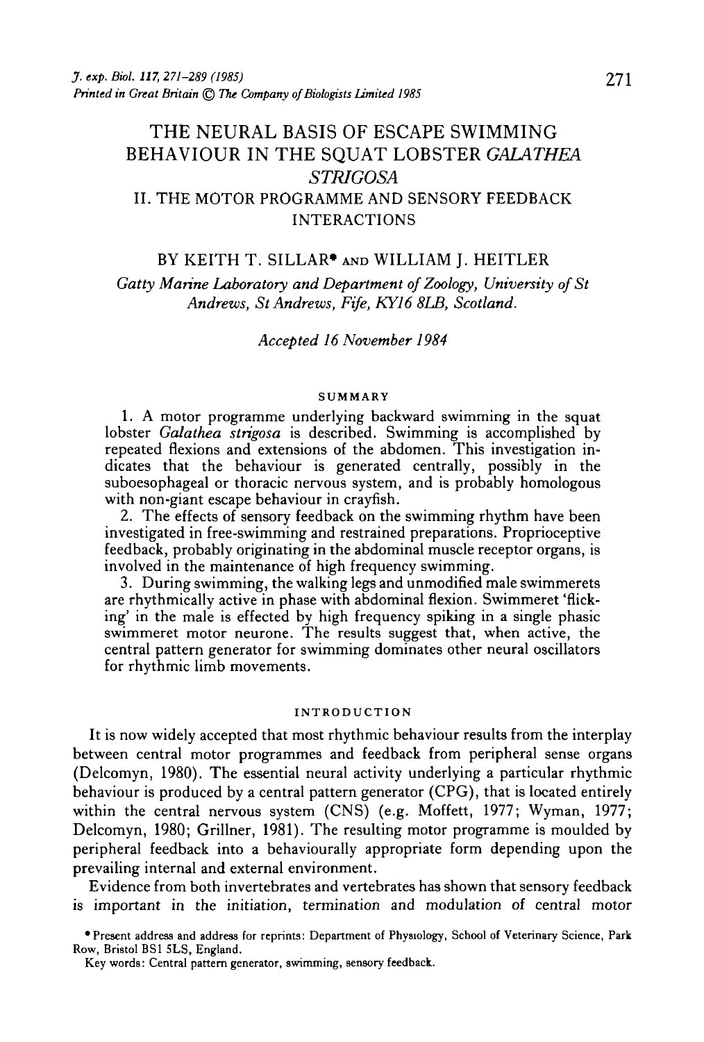# THE NEURAL BASIS OF ESCAPE SWIMMING BEHAVIOUR IN THE SQUAT LOBSTER *GALATHEA STRIGOSA*

## II. THE MOTOR PROGRAMME AND SENSORY FEEDBACK INTERACTIONS

BY KEITH T. SILLAR* AND WILLIAM J. HEITLER

*Gatty Marine Laboratory and Department of Zoology, University of St Andrews, St Andrews, Fife, KY16 8LB, Scotland.*

*Accepted 16 November 1984*

### SUMMARY

1. A motor programme underlying backward swimming in the squat lobster *Galathea strigosa* is described. Swimming is accomplished by repeated flexions and extensions of the abdomen. This investigation indicates that the behaviour is generated centrally, possibly in the suboesophageal or thoracic nervous system, and is probably homologous with non-giant escape behaviour in crayfish.

2. The effects of sensory feedback on the swimming rhythm have been investigated in free-swimming and restrained preparations. Proprioceptive feedback, probably originating in the abdominal muscle receptor organs, is involved in the maintenance of high frequency swimming.

3. During swimming, the walking legs and unmodified male swimmerets are rhythmically active in phase with abdominal flexion. Swimmeret 'flicking' in the male is effected by high frequency spiking in a single phasic swimmeret motor neurone. The results suggest that, when active, the central pattern generator for swimming dominates other neural oscillators for rhythmic limb movements.

### INTRODUCTION

It is now widely accepted that most rhythmic behaviour results from the interplay between central motor programmes and feedback from peripheral sense organs (Delcomyn, 1980). The essential neural activity underlying a particular rhythmic behaviour is produced by a central pattern generator (CPG), that is located entirely within the central nervous system (CNS) (e.g. Moffett, 1977; Wyman, 1977; Delcomyn, 1980; Grillner, 1981). The resulting motor programme is moulded by peripheral feedback into a behaviourally appropriate form depending upon the prevailing internal and external environment.

Evidence from both invertebrates and vertebrates has shown that sensory feedback is important in the initiation, termination and modulation of central motor

* Present address and address for reprints: Department of Physiology, School of Veterinary Science, Park Row, Bristol BS1 5LS, England.

Key words: Central pattern generator, swimming, sensory feedback.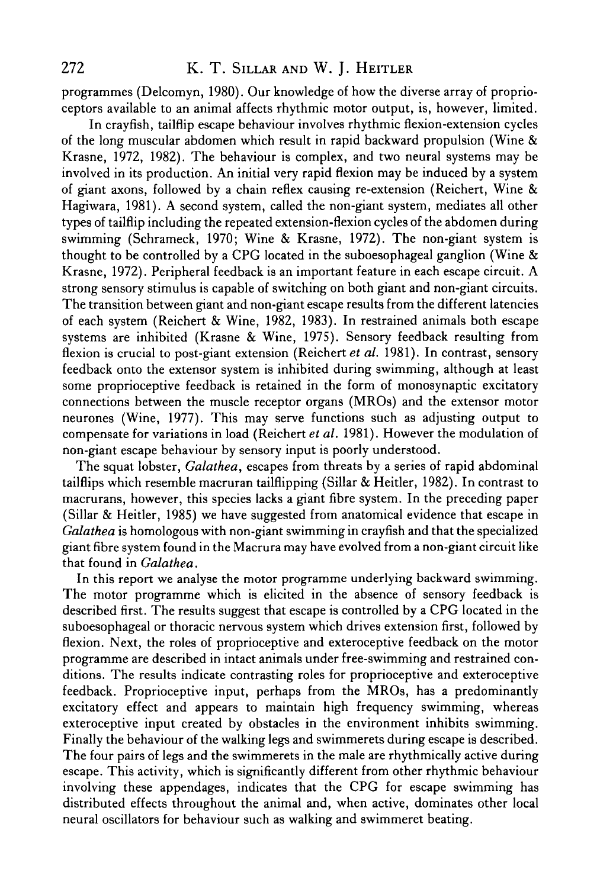programmes (Delcomyn, 1980). Our knowledge of how the diverse array of proprioceptors available to an animal affects rhythmic motor output, is, however, limited.

In crayfish, tailflip escape behaviour involves rhythmic flexion-extension cycles of the long muscular abdomen which result in rapid backward propulsion (Wine & Krasne, 1972, 1982). The behaviour is complex, and two neural systems may be involved in its production. An initial very rapid flexion may be induced by a system of giant axons, followed by a chain reflex causing re-extension (Reichert, Wine & Hagiwara, 1981). A second system, called the non-giant system, mediates all other types of tailflip including the repeated extension-flexion cycles of the abdomen during swimming (Schrameck, 1970; Wine & Krasne, 1972). The non-giant system is thought to be controlled by a CPG located in the suboesophageal ganglion (Wine & Krasne, 1972). Peripheral feedback is an important feature in each escape circuit. A strong sensory stimulus is capable of switching on both giant and non-giant circuits. The transition between giant and non-giant escape results from the different latencies of each system (Reichert & Wine, 1982, 1983). In restrained animals both escape systems are inhibited (Krasne & Wine, 1975). Sensory feedback resulting from flexion is crucial to post-giant extension (Reichert *et al.* 1981). In contrast, sensory feedback onto the extensor system is inhibited during swimming, although at least some proprioceptive feedback is retained in the form of monosynaptic excitatory connections between the muscle receptor organs (MROs) and the extensor motor neurones (Wine, 1977). This may serve functions such as adjusting output to compensate for variations in load (Reichert *et al.* 1981). However the modulation of non-giant escape behaviour by sensory input is poorly understood.

The squat lobster, *Galathea*, escapes from threats by a series of rapid abdominal tailflips which resemble macruran tailflipping (Sillar & Heitler, 1982). In contrast to macrurans, however, this species lacks a giant fibre system. In the preceding paper (Sillar & Heitler, 1985) we have suggested from anatomical evidence that escape in *Galathea* is homologous with non-giant swimming in crayfish and that the specialized giant fibre system found in the Macrura may have evolved from a non-giant circuit like that found in *Galathea*.

In this report we analyse the motor programme underlying backward swimming. The motor programme which is elicited in the absence of sensory feedback is described first. The results suggest that escape is controlled by a CPG located in the suboesophageal or thoracic nervous system which drives extension first, followed by flexion. Next, the roles of proprioceptive and exteroceptive feedback on the motor programme are described in intact animals under free-swimming and restrained conditions. The results indicate contrasting roles for proprioceptive and exteroceptive feedback. Proprioceptive input, perhaps from the MROs, has a predominantly excitatory effect and appears to maintain high frequency swimming, whereas exteroceptive input created by obstacles in the environment inhibits swimming. Finally the behaviour of the walking legs and swimmerets during escape is described. The four pairs of legs and the swimmerets in the male are rhythmically active during escape. This activity, which is significantly different from other rhythmic behaviour involving these appendages, indicates that the CPG for escape swimming has distributed effects throughout the animal and, when active, dominates other local neural oscillators for behaviour such as walking and swimmeret beating.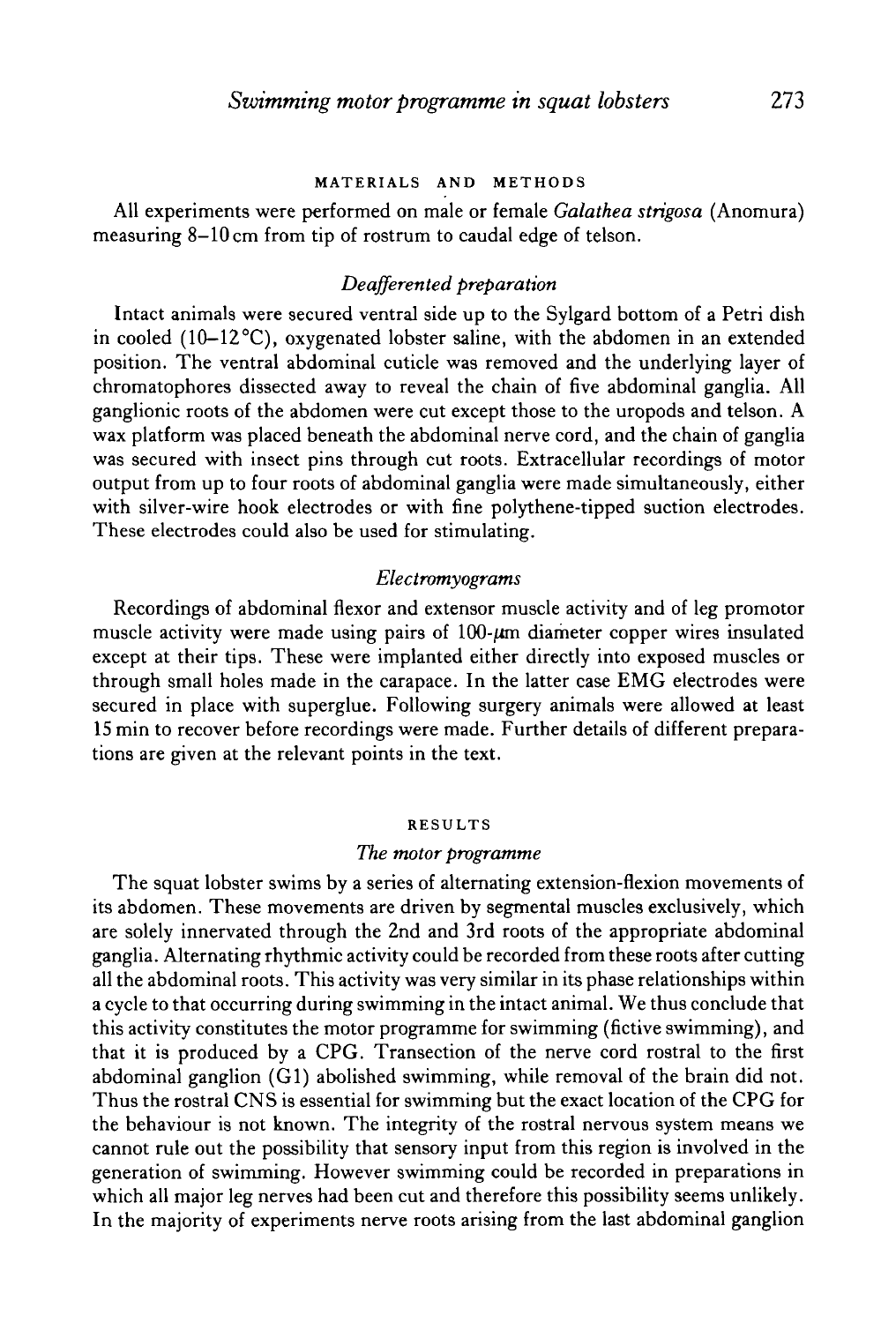## MATERIALS AND METHODS

All experiments were performed on male or female *Galathea strigosa* (Anomura) measuring 8–10 cm from tip of rostrum to caudal edge of telson.

### *Deafferented preparation*

Intact animals were secured ventral side up to the Sylgard bottom of a Petri dish in cooled (10–12 °C), oxygenated lobster saline, with the abdomen in an extended position. The ventral abdominal cuticle was removed and the underlying layer of chromatophores dissected away to reveal the chain of five abdominal ganglia. All ganglionic roots of the abdomen were cut except those to the uropods and telson. A wax platform was placed beneath the abdominal nerve cord, and the chain of ganglia was secured with insect pins through cut roots. Extracellular recordings of motor output from up to four roots of abdominal ganglia were made simultaneously, either with silver-wire hook electrodes or with fine polythene-tipped suction electrodes. These electrodes could also be used for stimulating.

### *Electromyograms*

Recordings of abdominal flexor and extensor muscle activity and of leg promotor muscle activity were made using pairs of 100-$\mu$m diameter copper wires insulated except at their tips. These were implanted either directly into exposed muscles or through small holes made in the carapace. In the latter case EMG electrodes were secured in place with superglue. Following surgery animals were allowed at least 15 min to recover before recordings were made. Further details of different preparations are given at the relevant points in the text.

## RESULTS

### *The motor programme*

The squat lobster swims by a series of alternating extension-flexion movements of its abdomen. These movements are driven by segmental muscles exclusively, which are solely innervated through the 2nd and 3rd roots of the appropriate abdominal ganglia. Alternating rhythmic activity could be recorded from these roots after cutting all the abdominal roots. This activity was very similar in its phase relationships within a cycle to that occurring during swimming in the intact animal. We thus conclude that this activity constitutes the motor programme for swimming (fictive swimming), and that it is produced by a CPG. Transection of the nerve cord rostral to the first abdominal ganglion (G1) abolished swimming, while removal of the brain did not. Thus the rostral CNS is essential for swimming but the exact location of the CPG for the behaviour is not known. The integrity of the rostral nervous system means we cannot rule out the possibility that sensory input from this region is involved in the generation of swimming. However swimming could be recorded in preparations in which all major leg nerves had been cut and therefore this possibility seems unlikely. In the majority of experiments nerve roots arising from the last abdominal ganglion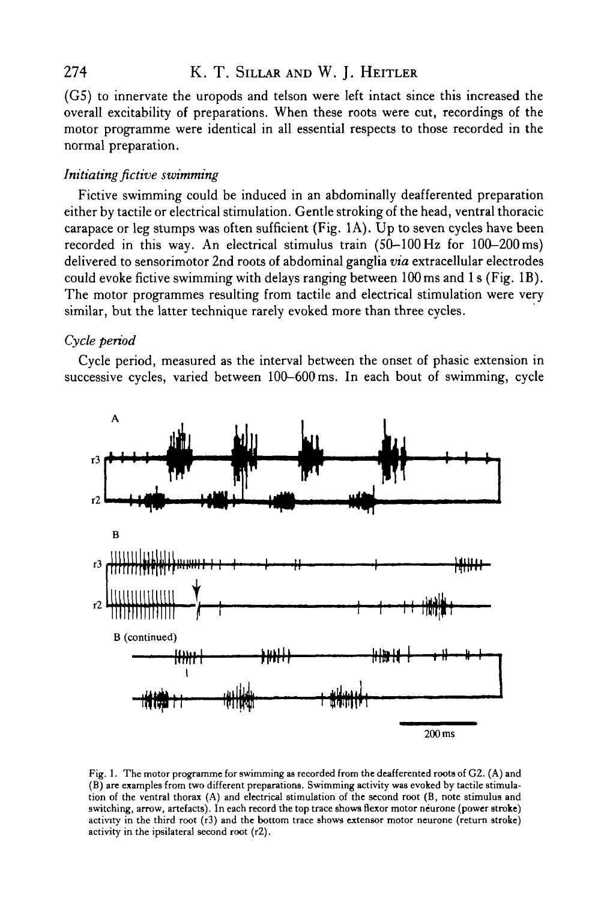(G5) to innervate the uropods and telson were left intact since this increased the overall excitability of preparations. When these roots were cut, recordings of the motor programme were identical in all essential respects to those recorded in the normal preparation.

### *Initiating fictive swimming*

Fictive swimming could be induced in an abdominally deafferented preparation either by tactile or electrical stimulation. Gentle stroking of the head, ventral thoracic carapace or leg stumps was often sufficient (Fig. 1A). Up to seven cycles have been recorded in this way. An electrical stimulus train (50–100 Hz for 100–200 ms) delivered to sensorimotor 2nd roots of abdominal ganglia *via* extracellular electrodes could evoke fictive swimming with delays ranging between 100 ms and 1 s (Fig. 1B). The motor programmes resulting from tactile and electrical stimulation were very similar, but the latter technique rarely evoked more than three cycles.

### *Cycle period*

Cycle period, measured as the interval between the onset of phasic extension in successive cycles, varied between 100–600 ms. In each bout of swimming, cycle

Fig. 1. The motor programme for swimming as recorded from the deafferented roots of G2. (A) and (B) are examples from two different preparations. Swimming activity was evoked by tactile stimulation of the ventral thorax (A) and electrical stimulation of the second root (B, note stimulus and switching, arrow, artefacts). In each record the top trace shows flexor motor neurone (power stroke) activity in the third root (r3) and the bottom trace shows extensor motor neurone (return stroke) activity in the ipsilateral second root (r2).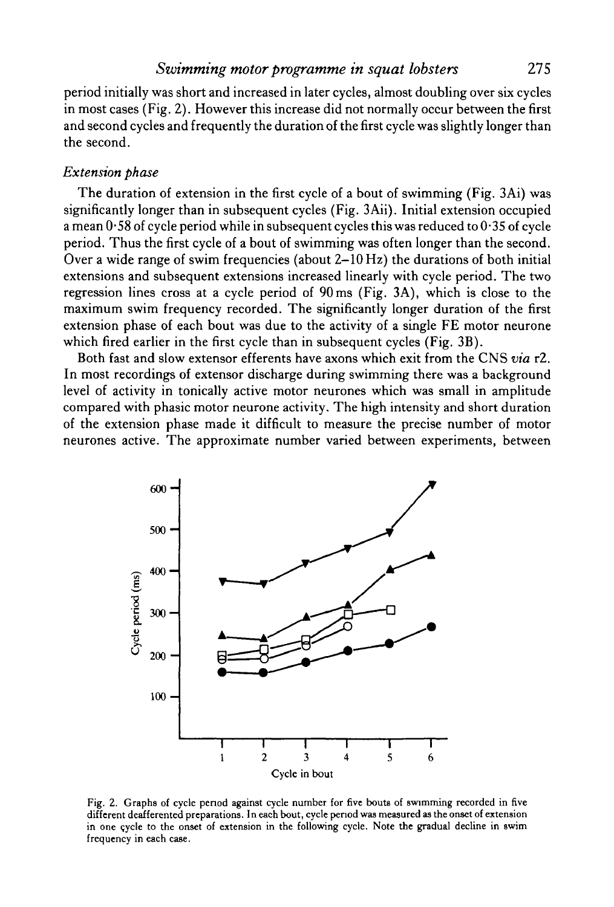period initially was short and increased in later cycles, almost doubling over six cycles in most cases (Fig. 2). However this increase did not normally occur between the first and second cycles and frequently the duration of the first cycle was slightly longer than the second.

### *Extension phase*

The duration of extension in the first cycle of a bout of swimming (Fig. 3Ai) was significantly longer than in subsequent cycles (Fig. 3Aii). Initial extension occupied a mean 0·58 of cycle period while in subsequent cycles this was reduced to 0·35 of cycle period. Thus the first cycle of a bout of swimming was often longer than the second. Over a wide range of swim frequencies (about 2–10 Hz) the durations of both initial extensions and subsequent extensions increased linearly with cycle period. The two regression lines cross at a cycle period of 90 ms (Fig. 3A), which is close to the maximum swim frequency recorded. The significantly longer duration of the first extension phase of each bout was due to the activity of a single FE motor neurone which fired earlier in the first cycle than in subsequent cycles (Fig. 3B).

Both fast and slow extensor efferents have axons which exit from the CNS *via* r2. In most recordings of extensor discharge during swimming there was a background level of activity in tonically active motor neurones which was small in amplitude compared with phasic motor neurone activity. The high intensity and short duration of the extension phase made it difficult to measure the precise number of motor neurones active. The approximate number varied between experiments, between

Fig. 2. Graphs of cycle period against cycle number for five bouts of swimming recorded in five different deafferented preparations. In each bout, cycle period was measured as the onset of extension in one cycle to the onset of extension in the following cycle. Note the gradual decline in swim frequency in each case.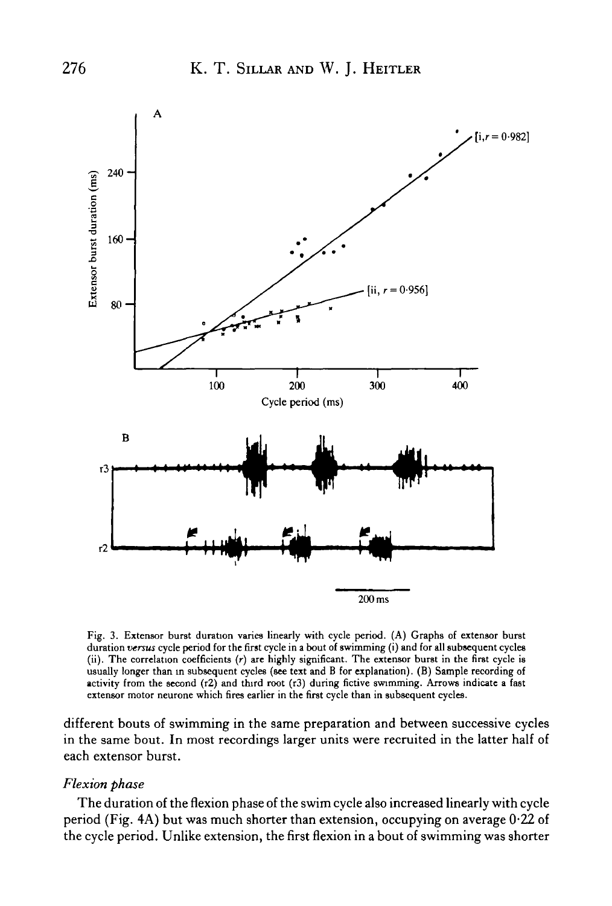Fig. 3. Extensor burst duration varies linearly with cycle period. (A) Graphs of extensor burst duration *versus* cycle period for the first cycle in a bout of swimming (i) and for all subsequent cycles (ii). The correlation coefficients ($r$) are highly significant. The extensor burst in the first cycle is usually longer than in subsequent cycles (see text and B for explanation). (B) Sample recording of activity from the second (r2) and third root (r3) during fictive swimming. Arrows indicate a fast extensor motor neurone which fires earlier in the first cycle than in subsequent cycles.

different bouts of swimming in the same preparation and between successive cycles in the same bout. In most recordings larger units were recruited in the latter half of each extensor burst.

### *Flexion phase*

The duration of the flexion phase of the swim cycle also increased linearly with cycle period (Fig. 4A) but was much shorter than extension, occupying on average 0·22 of the cycle period. Unlike extension, the first flexion in a bout of swimming was shorter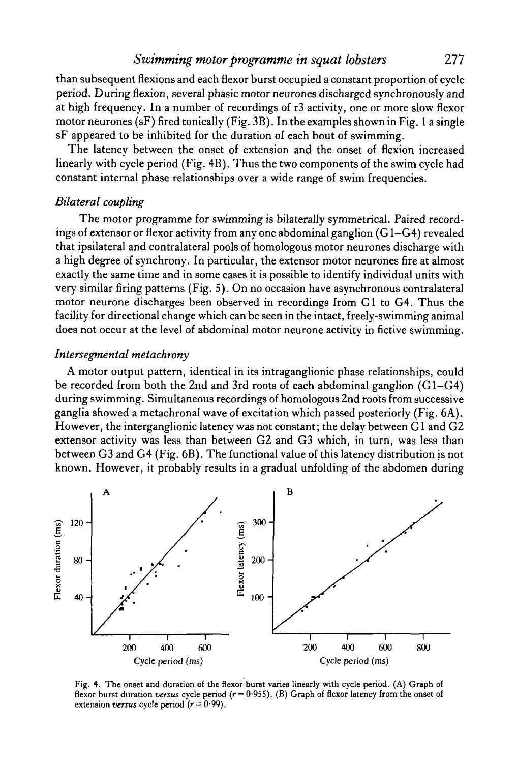than subsequent flexions and each flexor burst occupied a constant proportion of cycle period. During flexion, several phasic motor neurones discharged synchronously and at high frequency. In a number of recordings of r3 activity, one or more slow flexor motor neurones (sF) fired tonically (Fig. 3B). In the examples shown in Fig. 1 a single sF appeared to be inhibited for the duration of each bout of swimming.

The latency between the onset of extension and the onset of flexion increased linearly with cycle period (Fig. 4B). Thus the two components of the swim cycle had constant internal phase relationships over a wide range of swim frequencies.

### *Bilateral coupling*

The motor programme for swimming is bilaterally symmetrical. Paired recordings of extensor or flexor activity from any one abdominal ganglion (G1–G4) revealed that ipsilateral and contralateral pools of homologous motor neurones discharge with a high degree of synchrony. In particular, the extensor motor neurones fire at almost exactly the same time and in some cases it is possible to identify individual units with very similar firing patterns (Fig. 5). On no occasion have asynchronous contralateral motor neurone discharges been observed in recordings from G1 to G4. Thus the facility for directional change which can be seen in the intact, freely-swimming animal does not occur at the level of abdominal motor neurone activity in fictive swimming.

### *Intersegmental metachrony*

A motor output pattern, identical in its intraganglionic phase relationships, could be recorded from both the 2nd and 3rd roots of each abdominal ganglion (G1–G4) during swimming. Simultaneous recordings of homologous 2nd roots from successive ganglia showed a metachronal wave of excitation which passed posteriorly (Fig. 6A). However, the interganglionic latency was not constant; the delay between G1 and G2 extensor activity was less than between G2 and G3 which, in turn, was less than between G3 and G4 (Fig. 6B). The functional value of this latency distribution is not known. However, it probably results in a gradual unfolding of the abdomen during

Fig. 4. The onset and duration of the flexor burst varies linearly with cycle period. (A) Graph of flexor burst duration *versus* cycle period ($r = 0.955$). (B) Graph of flexor latency from the onset of extension *versus* cycle period ($r = 0.99$).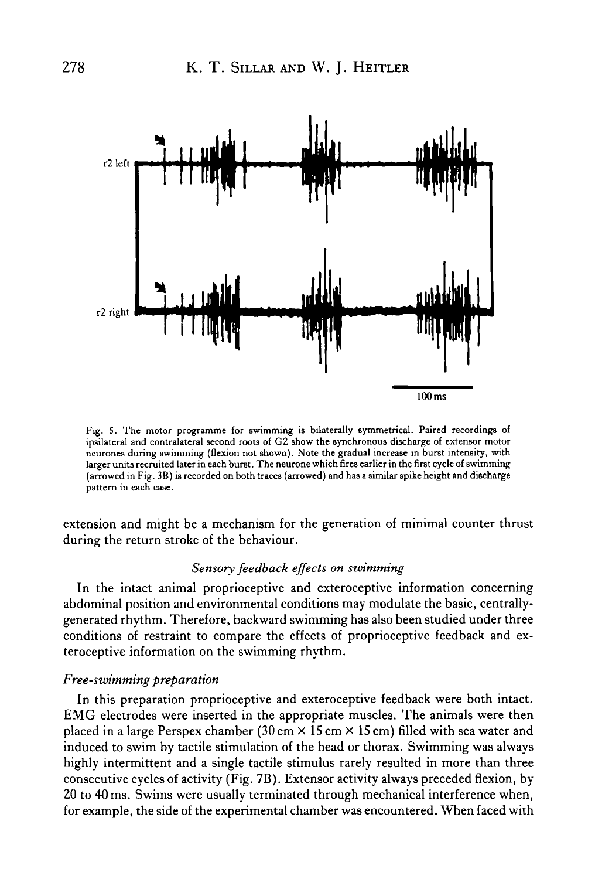Fig. 5. The motor programme for swimming is bilaterally symmetrical. Paired recordings of ipsilateral and contralateral second roots of G2 show the synchronous discharge of extensor motor neurones during swimming (flexion not shown). Note the gradual increase in burst intensity, with larger units recruited later in each burst. The neurone which fires earlier in the first cycle of swimming (arrowed in Fig. 3B) is recorded on both traces (arrowed) and has a similar spike height and discharge pattern in each case.

extension and might be a mechanism for the generation of minimal counter thrust during the return stroke of the behaviour.

### *Sensory feedback effects on swimming*

In the intact animal proprioceptive and exteroceptive information concerning abdominal position and environmental conditions may modulate the basic, centrally-generated rhythm. Therefore, backward swimming has also been studied under three conditions of restraint to compare the effects of proprioceptive feedback and exteroceptive information on the swimming rhythm.

#### *Free-swimming preparation*

In this preparation proprioceptive and exteroceptive feedback were both intact. EMG electrodes were inserted in the appropriate muscles. The animals were then placed in a large Perspex chamber (30 cm × 15 cm × 15 cm) filled with sea water and induced to swim by tactile stimulation of the head or thorax. Swimming was always highly intermittent and a single tactile stimulus rarely resulted in more than three consecutive cycles of activity (Fig. 7B). Extensor activity always preceded flexion, by 20 to 40 ms. Swims were usually terminated through mechanical interference when, for example, the side of the experimental chamber was encountered. When faced with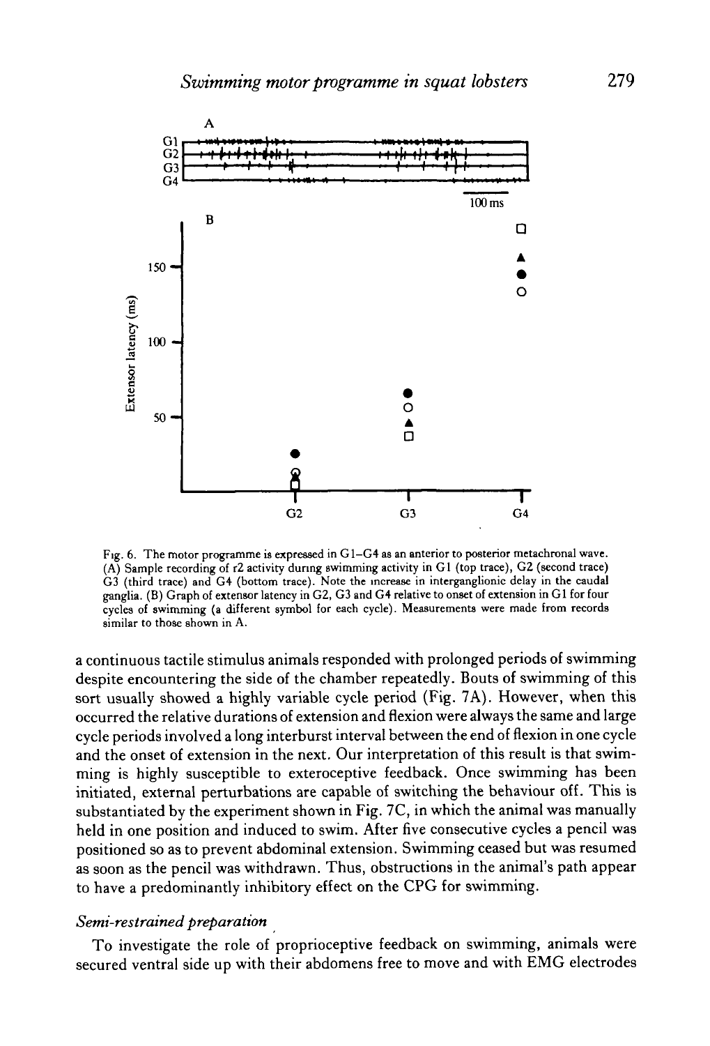Fig. 6. The motor programme is expressed in G1–G4 as an anterior to posterior metachronal wave. (A) Sample recording of r2 activity during swimming activity in G1 (top trace), G2 (second trace) G3 (third trace) and G4 (bottom trace). Note the increase in interganglionic delay in the caudal ganglia. (B) Graph of extensor latency in G2, G3 and G4 relative to onset of extension in G1 for four cycles of swimming (a different symbol for each cycle). Measurements were made from records similar to those shown in A.

a continuous tactile stimulus animals responded with prolonged periods of swimming despite encountering the side of the chamber repeatedly. Bouts of swimming of this sort usually showed a highly variable cycle period (Fig. 7A). However, when this occurred the relative durations of extension and flexion were always the same and large cycle periods involved a long interburst interval between the end of flexion in one cycle and the onset of extension in the next. Our interpretation of this result is that swimming is highly susceptible to exteroceptive feedback. Once swimming has been initiated, external perturbations are capable of switching the behaviour off. This is substantiated by the experiment shown in Fig. 7C, in which the animal was manually held in one position and induced to swim. After five consecutive cycles a pencil was positioned so as to prevent abdominal extension. Swimming ceased but was resumed as soon as the pencil was withdrawn. Thus, obstructions in the animal's path appear to have a predominantly inhibitory effect on the CPG for swimming.

### *Semi-restrained preparation*

To investigate the role of proprioceptive feedback on swimming, animals were secured ventral side up with their abdomens free to move and with EMG electrodes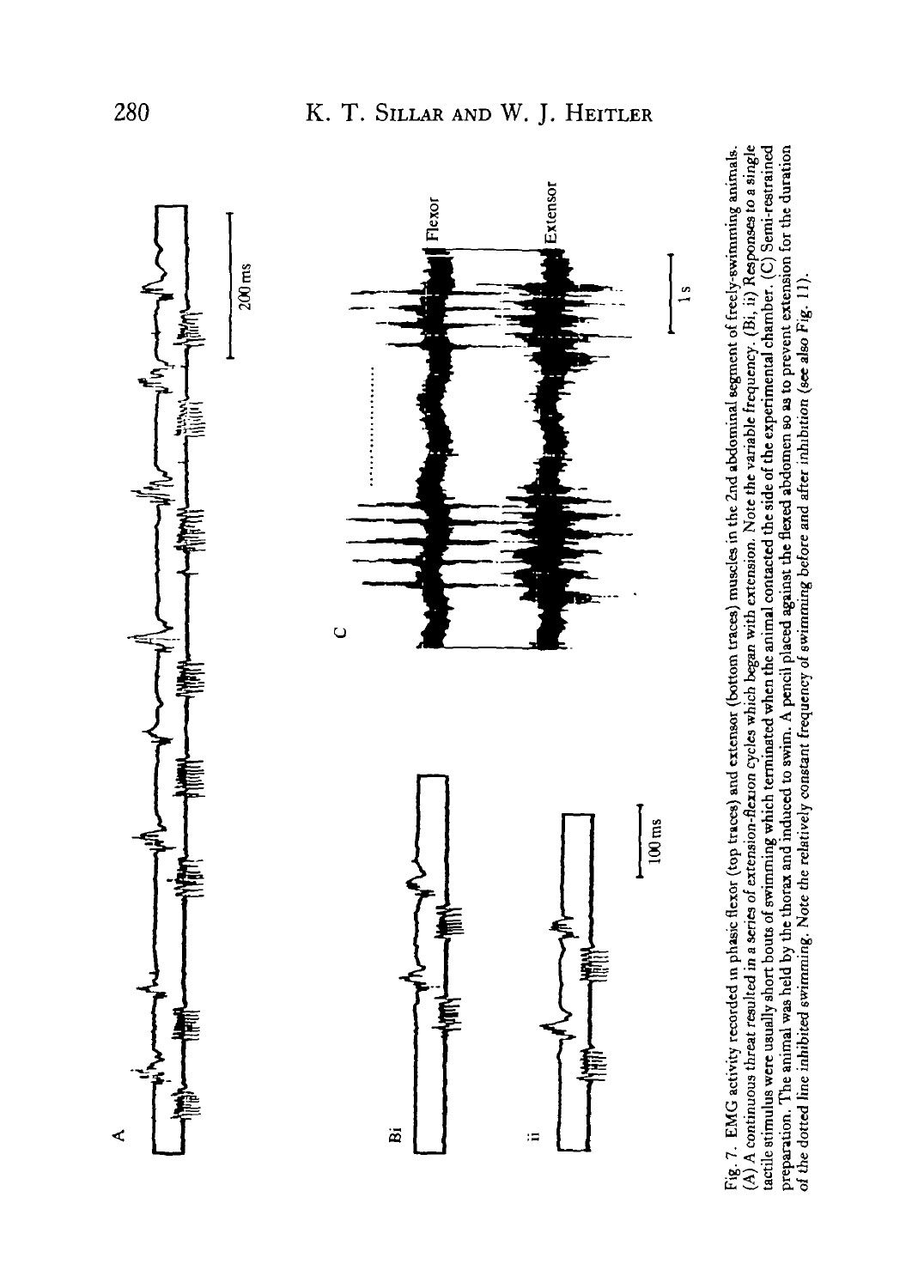Fig. 7. EMG activity recorded in phasic flexor (top traces) and extensor (bottom traces) muscles in the 2nd abdominal segment of freely-swimming animals. (A) A continuous threat resulted in a series of extension-flexion cycles which began with extension. Note the variable frequency. (Bi, ii) Responses to a single tactile stimulus were usually short bouts of swimming which terminated when the animal contacted the side of the experimental chamber. (C) Semi-restrained preparation. The animal was held by the thorax and induced to swim. A pencil placed against the flexed abdomen so as to prevent extension for the duration of the dotted line inhibited swimming. Note the relatively constant frequency of swimming before and after inhibition (see also Fig. 11).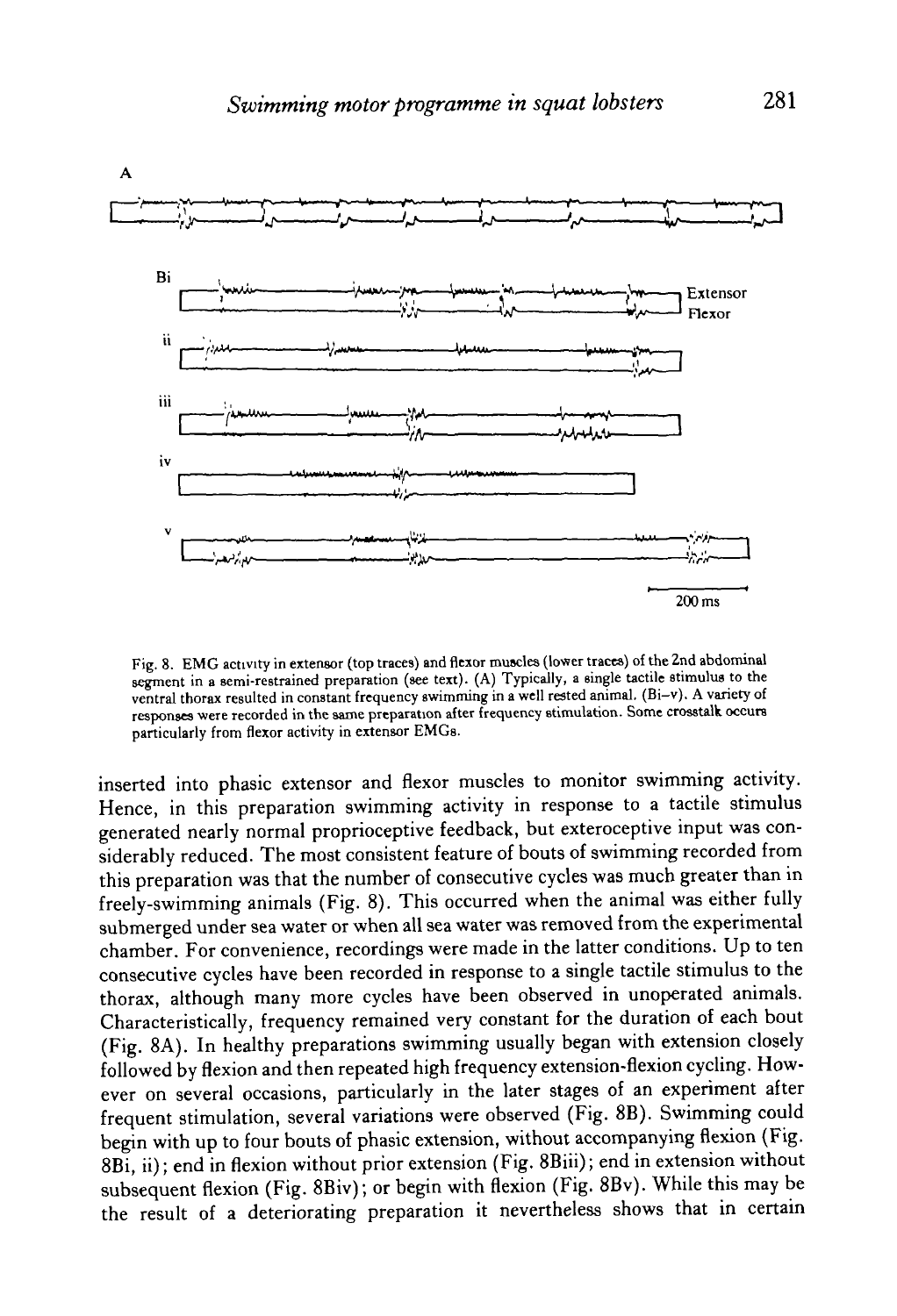A

Bi

Extensor

Flexor

ii

iii

iv

v

200 ms

Fig. 8. EMG activity in extensor (top traces) and flexor muscles (lower traces) of the 2nd abdominal segment in a semi-restrained preparation (see text). (A) Typically, a single tactile stimulus to the ventral thorax resulted in constant frequency swimming in a well rested animal. (Bi–v). A variety of responses were recorded in the same preparation after frequency stimulation. Some crosstalk occurs particularly from flexor activity in extensor EMGs.

inserted into phasic extensor and flexor muscles to monitor swimming activity. Hence, in this preparation swimming activity in response to a tactile stimulus generated nearly normal proprioceptive feedback, but exteroceptive input was considerably reduced. The most consistent feature of bouts of swimming recorded from this preparation was that the number of consecutive cycles was much greater than in freely-swimming animals (Fig. 8). This occurred when the animal was either fully submerged under sea water or when all sea water was removed from the experimental chamber. For convenience, recordings were made in the latter conditions. Up to ten consecutive cycles have been recorded in response to a single tactile stimulus to the thorax, although many more cycles have been observed in unoperated animals. Characteristically, frequency remained very constant for the duration of each bout (Fig. 8A). In healthy preparations swimming usually began with extension closely followed by flexion and then repeated high frequency extension-flexion cycling. However on several occasions, particularly in the later stages of an experiment after frequent stimulation, several variations were observed (Fig. 8B). Swimming could begin with up to four bouts of phasic extension, without accompanying flexion (Fig. 8Bi, ii); end in flexion without prior extension (Fig. 8Biii); end in extension without subsequent flexion (Fig. 8Biv); or begin with flexion (Fig. 8Bv). While this may be the result of a deteriorating preparation it nevertheless shows that in certain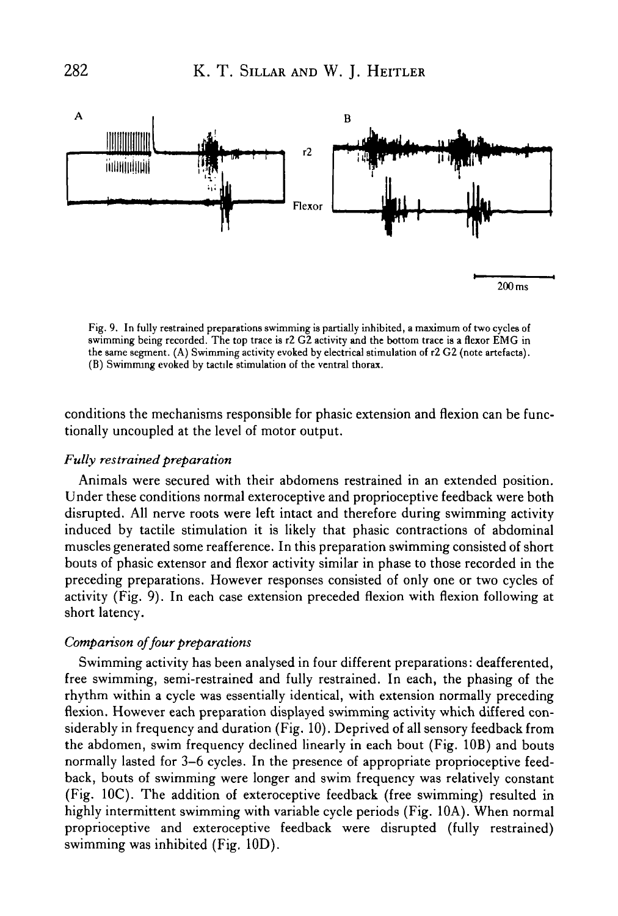Fig. 9. In fully restrained preparations swimming is partially inhibited, a maximum of two cycles of swimming being recorded. The top trace is r2 G2 activity and the bottom trace is a flexor EMG in the same segment. (A) Swimming activity evoked by electrical stimulation of r2 G2 (note artefacts). (B) Swimming evoked by tactile stimulation of the ventral thorax.

conditions the mechanisms responsible for phasic extension and flexion can be functionally uncoupled at the level of motor output.

### *Fully restrained preparation*

Animals were secured with their abdomens restrained in an extended position. Under these conditions normal exteroceptive and proprioceptive feedback were both disrupted. All nerve roots were left intact and therefore during swimming activity induced by tactile stimulation it is likely that phasic contractions of abdominal muscles generated some reafference. In this preparation swimming consisted of short bouts of phasic extensor and flexor activity similar in phase to those recorded in the preceding preparations. However responses consisted of only one or two cycles of activity (Fig. 9). In each case extension preceded flexion with flexion following at short latency.

### *Comparison of four preparations*

Swimming activity has been analysed in four different preparations: deafferented, free swimming, semi-restrained and fully restrained. In each, the phasing of the rhythm within a cycle was essentially identical, with extension normally preceding flexion. However each preparation displayed swimming activity which differed considerably in frequency and duration (Fig. 10). Deprived of all sensory feedback from the abdomen, swim frequency declined linearly in each bout (Fig. 10B) and bouts normally lasted for 3–6 cycles. In the presence of appropriate proprioceptive feedback, bouts of swimming were longer and swim frequency was relatively constant (Fig. 10C). The addition of exteroceptive feedback (free swimming) resulted in highly intermittent swimming with variable cycle periods (Fig. 10A). When normal proprioceptive and exteroceptive feedback were disrupted (fully restrained) swimming was inhibited (Fig. 10D).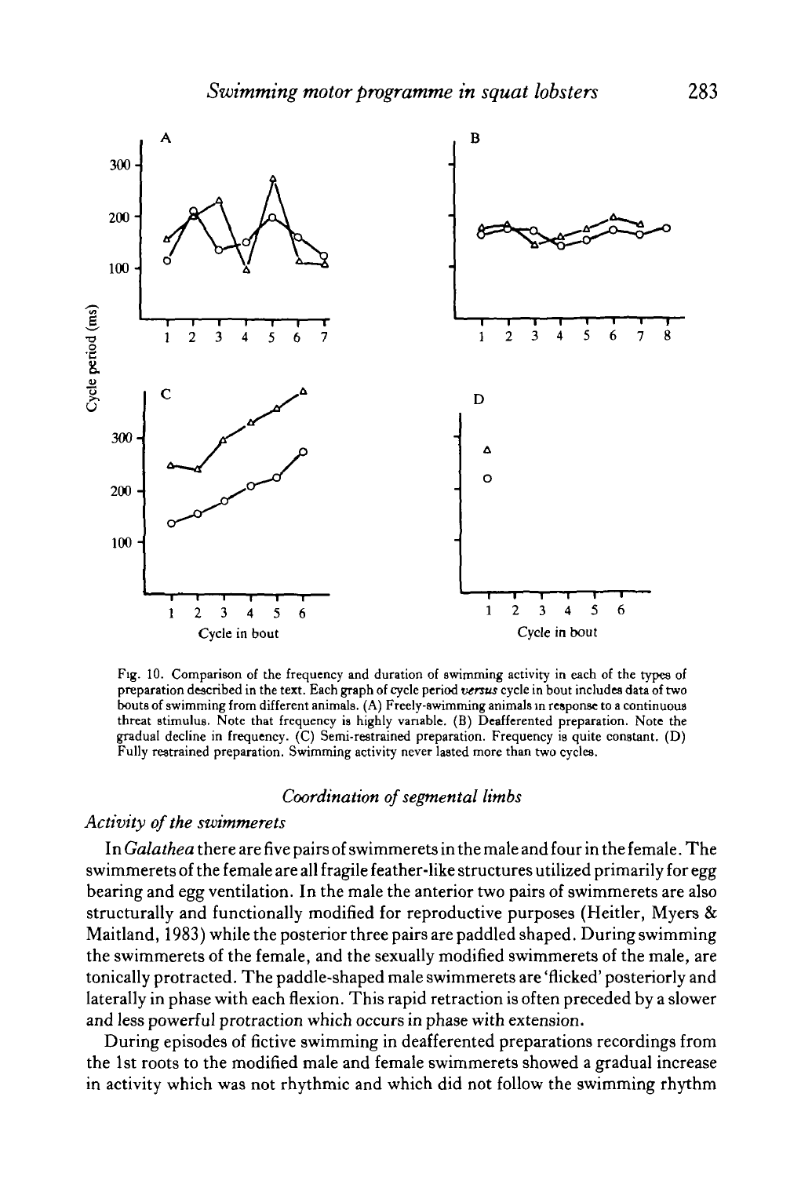Fig. 10. Comparison of the frequency and duration of swimming activity in each of the types of preparation described in the text. Each graph of cycle period *versus* cycle in bout includes data of two bouts of swimming from different animals. (A) Freely-swimming animals in response to a continuous threat stimulus. Note that frequency is highly variable. (B) Deafferented preparation. Note the gradual decline in frequency. (C) Semi-restrained preparation. Frequency is quite constant. (D) Fully restrained preparation. Swimming activity never lasted more than two cycles.

## Coordination of segmental limbs

### *Activity of the swimmerets*

In *Galathea* there are five pairs of swimmerets in the male and four in the female. The swimmerets of the female are all fragile feather-like structures utilized primarily for egg bearing and egg ventilation. In the male the anterior two pairs of swimmerets are also structurally and functionally modified for reproductive purposes (Heitler, Myers & Maitland, 1983) while the posterior three pairs are paddled shaped. During swimming the swimmerets of the female, and the sexually modified swimmerets of the male, are tonically protracted. The paddle-shaped male swimmerets are 'flicked' posteriorly and laterally in phase with each flexion. This rapid retraction is often preceded by a slower and less powerful protraction which occurs in phase with extension.

During episodes of fictive swimming in deafferented preparations recordings from the 1st roots to the modified male and female swimmerets showed a gradual increase in activity which was not rhythmic and which did not follow the swimming rhythm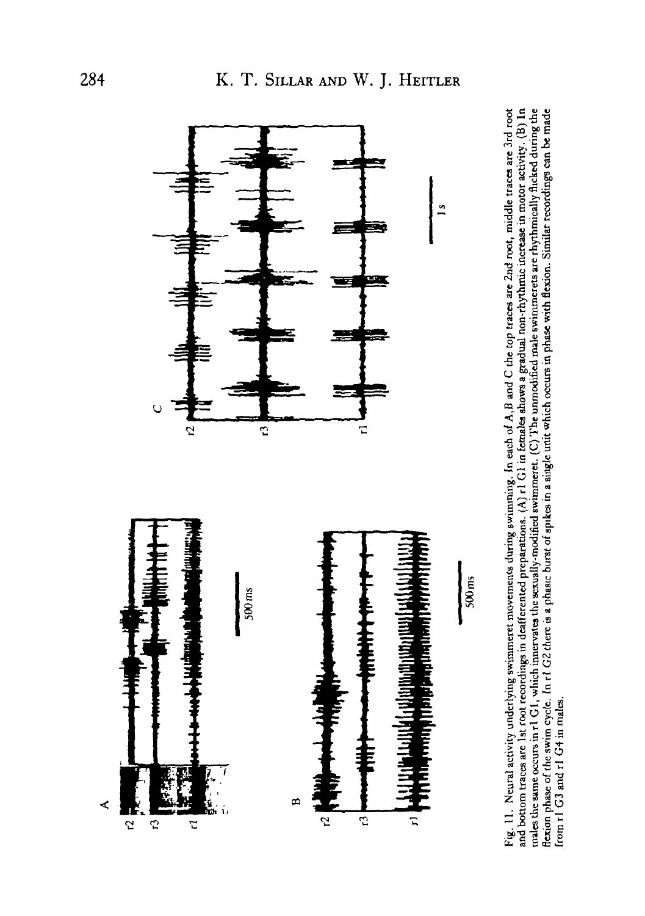Fig. 11. Neural activity underlying swimmeret movements during swimming. In each of A,B and C the top traces are 2nd root, middle traces are 3rd root and bottom traces are 1st root recordings in deafferented preparations. (A) r1 G1 in females shows a gradual non-rhythmic increase in motor activity. (B) In males the same occurs in r1 G1, which innervates the sexually-modified swimmeret. (C) The unmodified male swimmerets are rhythmically flicked during the flexion phase of the swim cycle. In r1 G2 there is a phasic burst of spikes in a single unit which occurs in phase with flexion. Similar recordings can be made from r1 G3 and r1 G4 in males.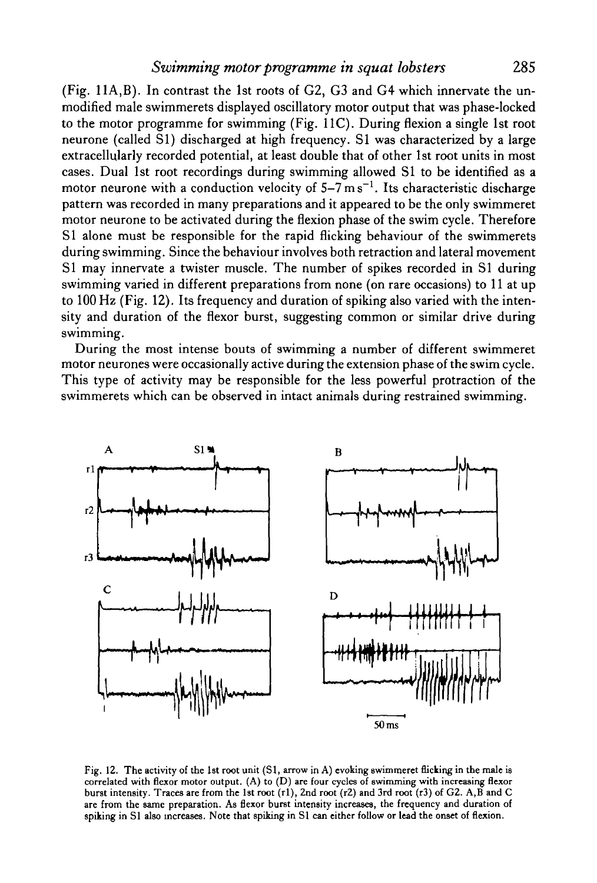(Fig. 11A,B). In contrast the 1st roots of G2, G3 and G4 which innervate the unmodified male swimmerets displayed oscillatory motor output that was phase-locked to the motor programme for swimming (Fig. 11C). During flexion a single 1st root neurone (called S1) discharged at high frequency. S1 was characterized by a large extracellularly recorded potential, at least double that of other 1st root units in most cases. Dual 1st root recordings during swimming allowed S1 to be identified as a motor neurone with a conduction velocity of 5–7 $m\,s^{-1}$. Its characteristic discharge pattern was recorded in many preparations and it appeared to be the only swimmeret motor neurone to be activated during the flexion phase of the swim cycle. Therefore S1 alone must be responsible for the rapid flicking behaviour of the swimmerets during swimming. Since the behaviour involves both retraction and lateral movement S1 may innervate a twister muscle. The number of spikes recorded in S1 during swimming varied in different preparations from none (on rare occasions) to 11 at up to 100 Hz (Fig. 12). Its frequency and duration of spiking also varied with the intensity and duration of the flexor burst, suggesting common or similar drive during swimming.

During the most intense bouts of swimming a number of different swimmeret motor neurones were occasionally active during the extension phase of the swim cycle. This type of activity may be responsible for the less powerful protraction of the swimmerets which can be observed in intact animals during restrained swimming.

Fig. 12. The activity of the 1st root unit (S1, arrow in A) evoking swimmeret flicking in the male is correlated with flexor motor output. (A) to (D) are four cycles of swimming with increasing flexor burst intensity. Traces are from the 1st root (r1), 2nd root (r2) and 3rd root (r3) of G2. A,B and C are from the same preparation. As flexor burst intensity increases, the frequency and duration of spiking in S1 also increases. Note that spiking in S1 can either follow or lead the onset of flexion.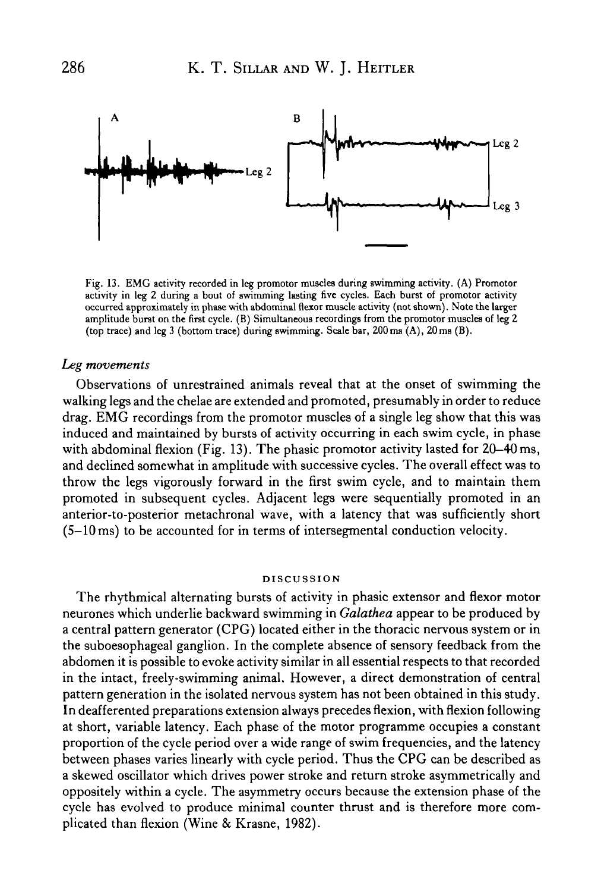Fig. 13. EMG activity recorded in leg promotor muscles during swimming activity. (A) Promotor activity in leg 2 during a bout of swimming lasting five cycles. Each burst of promotor activity occurred approximately in phase with abdominal flexor muscle activity (not shown). Note the larger amplitude burst on the first cycle. (B) Simultaneous recordings from the promotor muscles of leg 2 (top trace) and leg 3 (bottom trace) during swimming. Scale bar, 200 ms (A), 20 ms (B).

### *Leg movements*

Observations of unrestrained animals reveal that at the onset of swimming the walking legs and the chelae are extended and promoted, presumably in order to reduce drag. EMG recordings from the promotor muscles of a single leg show that this was induced and maintained by bursts of activity occurring in each swim cycle, in phase with abdominal flexion (Fig. 13). The phasic promotor activity lasted for 20–40 ms, and declined somewhat in amplitude with successive cycles. The overall effect was to throw the legs vigorously forward in the first swim cycle, and to maintain them promoted in subsequent cycles. Adjacent legs were sequentially promoted in an anterior-to-posterior metachronal wave, with a latency that was sufficiently short (5–10 ms) to be accounted for in terms of intersegmental conduction velocity.

## DISCUSSION

The rhythmical alternating bursts of activity in phasic extensor and flexor motor neurones which underlie backward swimming in *Galathea* appear to be produced by a central pattern generator (CPG) located either in the thoracic nervous system or in the suboesophageal ganglion. In the complete absence of sensory feedback from the abdomen it is possible to evoke activity similar in all essential respects to that recorded in the intact, freely-swimming animal. However, a direct demonstration of central pattern generation in the isolated nervous system has not been obtained in this study. In deafferented preparations extension always precedes flexion, with flexion following at short, variable latency. Each phase of the motor programme occupies a constant proportion of the cycle period over a wide range of swim frequencies, and the latency between phases varies linearly with cycle period. Thus the CPG can be described as a skewed oscillator which drives power stroke and return stroke asymmetrically and oppositely within a cycle. The asymmetry occurs because the extension phase of the cycle has evolved to produce minimal counter thrust and is therefore more complicated than flexion (Wine & Krasne, 1982).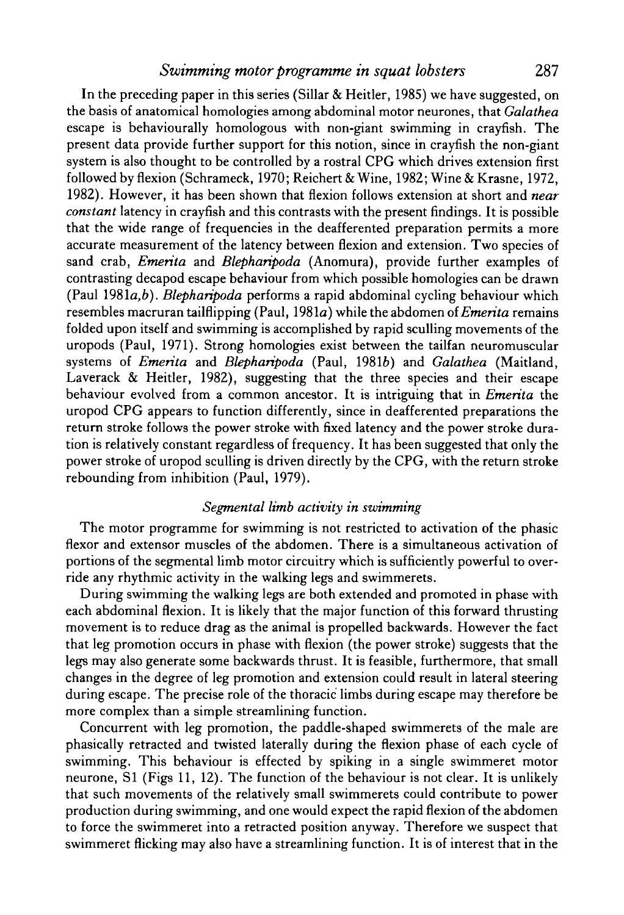In the preceding paper in this series (Sillar & Heitler, 1985) we have suggested, on the basis of anatomical homologies among abdominal motor neurones, that *Galathea* escape is behaviourally homologous with non-giant swimming in crayfish. The present data provide further support for this notion, since in crayfish the non-giant system is also thought to be controlled by a rostral CPG which drives extension first followed by flexion (Schrameck, 1970; Reichert & Wine, 1982; Wine & Krasne, 1972, 1982). However, it has been shown that flexion follows extension at short and *near constant* latency in crayfish and this contrasts with the present findings. It is possible that the wide range of frequencies in the deafferented preparation permits a more accurate measurement of the latency between flexion and extension. Two species of sand crab, *Emerita* and *Blepharipoda* (Anomura), provide further examples of contrasting decapod escape behaviour from which possible homologies can be drawn (Paul 1981*a*,*b*). *Blepharipoda* performs a rapid abdominal cycling behaviour which resembles macruran tailflipping (Paul, 1981*a*) while the abdomen of *Emerita* remains folded upon itself and swimming is accomplished by rapid sculling movements of the uropods (Paul, 1971). Strong homologies exist between the tailfan neuromuscular systems of *Emerita* and *Blepharipoda* (Paul, 1981*b*) and *Galathea* (Maitland, Laverack & Heitler, 1982), suggesting that the three species and their escape behaviour evolved from a common ancestor. It is intriguing that in *Emerita* the uropod CPG appears to function differently, since in deafferented preparations the return stroke follows the power stroke with fixed latency and the power stroke duration is relatively constant regardless of frequency. It has been suggested that only the power stroke of uropod sculling is driven directly by the CPG, with the return stroke rebounding from inhibition (Paul, 1979).

### *Segmental limb activity in swimming*

The motor programme for swimming is not restricted to activation of the phasic flexor and extensor muscles of the abdomen. There is a simultaneous activation of portions of the segmental limb motor circuitry which is sufficiently powerful to override any rhythmic activity in the walking legs and swimmerets.

During swimming the walking legs are both extended and promoted in phase with each abdominal flexion. It is likely that the major function of this forward thrusting movement is to reduce drag as the animal is propelled backwards. However the fact that leg promotion occurs in phase with flexion (the power stroke) suggests that the legs may also generate some backwards thrust. It is feasible, furthermore, that small changes in the degree of leg promotion and extension could result in lateral steering during escape. The precise role of the thoracic limbs during escape may therefore be more complex than a simple streamlining function.

Concurrent with leg promotion, the paddle-shaped swimmerets of the male are phasically retracted and twisted laterally during the flexion phase of each cycle of swimming. This behaviour is effected by spiking in a single swimmeret motor neurone, S1 (Figs 11, 12). The function of the behaviour is not clear. It is unlikely that such movements of the relatively small swimmerets could contribute to power production during swimming, and one would expect the rapid flexion of the abdomen to force the swimmeret into a retracted position anyway. Therefore we suspect that swimmeret flicking may also have a streamlining function. It is of interest that in the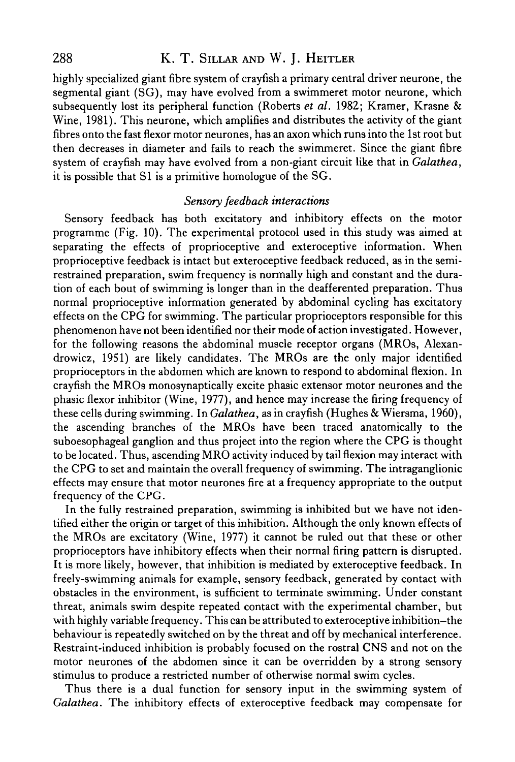highly specialized giant fibre system of crayfish a primary central driver neurone, the segmental giant (SG), may have evolved from a swimmeret motor neurone, which subsequently lost its peripheral function (Roberts *et al.* 1982; Kramer, Krasne & Wine, 1981). This neurone, which amplifies and distributes the activity of the giant fibres onto the fast flexor motor neurones, has an axon which runs into the 1st root but then decreases in diameter and fails to reach the swimmeret. Since the giant fibre system of crayfish may have evolved from a non-giant circuit like that in *Galathea*, it is possible that S1 is a primitive homologue of the SG.

### *Sensory feedback interactions*

Sensory feedback has both excitatory and inhibitory effects on the motor programme (Fig. 10). The experimental protocol used in this study was aimed at separating the effects of proprioceptive and exteroceptive information. When proprioceptive feedback is intact but exteroceptive feedback reduced, as in the semi-restrained preparation, swim frequency is normally high and constant and the duration of each bout of swimming is longer than in the deafferented preparation. Thus normal proprioceptive information generated by abdominal cycling has excitatory effects on the CPG for swimming. The particular proprioceptors responsible for this phenomenon have not been identified nor their mode of action investigated. However, for the following reasons the abdominal muscle receptor organs (MROs, Alexandrowicz, 1951) are likely candidates. The MROs are the only major identified proprioceptors in the abdomen which are known to respond to abdominal flexion. In crayfish the MROs monosynaptically excite phasic extensor motor neurones and the phasic flexor inhibitor (Wine, 1977), and hence may increase the firing frequency of these cells during swimming. In *Galathea*, as in crayfish (Hughes & Wiersma, 1960), the ascending branches of the MROs have been traced anatomically to the suboesophageal ganglion and thus project into the region where the CPG is thought to be located. Thus, ascending MRO activity induced by tail flexion may interact with the CPG to set and maintain the overall frequency of swimming. The intraganglionic effects may ensure that motor neurones fire at a frequency appropriate to the output frequency of the CPG.

In the fully restrained preparation, swimming is inhibited but we have not identified either the origin or target of this inhibition. Although the only known effects of the MROs are excitatory (Wine, 1977) it cannot be ruled out that these or other proprioceptors have inhibitory effects when their normal firing pattern is disrupted. It is more likely, however, that inhibition is mediated by exteroceptive feedback. In freely-swimming animals for example, sensory feedback, generated by contact with obstacles in the environment, is sufficient to terminate swimming. Under constant threat, animals swim despite repeated contact with the experimental chamber, but with highly variable frequency. This can be attributed to exteroceptive inhibition–the behaviour is repeatedly switched on by the threat and off by mechanical interference. Restraint-induced inhibition is probably focused on the rostral CNS and not on the motor neurones of the abdomen since it can be overridden by a strong sensory stimulus to produce a restricted number of otherwise normal swim cycles.

Thus there is a dual function for sensory input in the swimming system of *Galathea*. The inhibitory effects of exteroceptive feedback may compensate for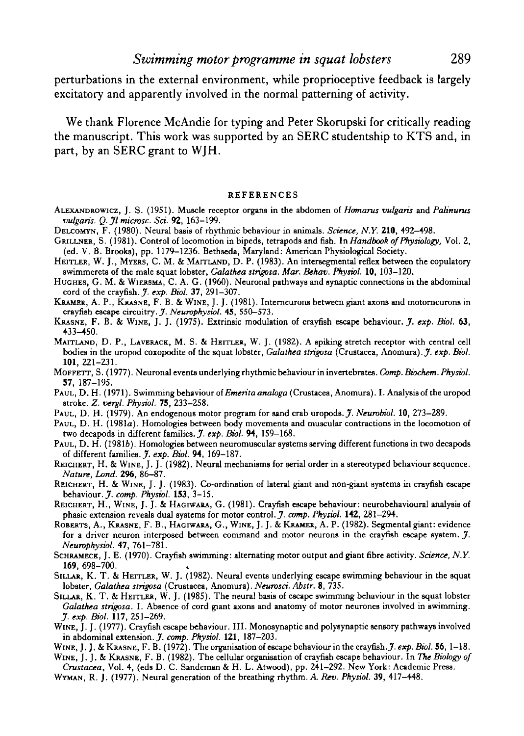perturbations in the external environment, while proprioceptive feedback is largely excitatory and apparently involved in the normal patterning of activity.

We thank Florence McAndie for typing and Peter Skorupski for critically reading the manuscript. This work was supported by an SERC studentship to KTS and, in part, by an SERC grant to WJH.

## REFERENCES

ALEXANDROWICZ, J. S. (1951). Muscle receptor organs in the abdomen of *Homarus vulgaris* and *Palinurus vulgaris*. *Q. Jl microsc. Sci.* **92**, 163–199.

DELCOMYN, F. (1980). Neural basis of rhythmic behaviour in animals. *Science, N.Y.* **210**, 492–498.

GRILLNER, S. (1981). Control of locomotion in bipeds, tetrapods and fish. In *Handbook of Physiology*, Vol. 2, (ed. V. B. Brooks), pp. 1179–1236. Bethseda, Maryland: American Physiological Society.

HEITLER, W. J., MYERS, C. M. & MAITLAND, D. P. (1983). An intersegmental reflex between the copulatory swimmerets of the male squat lobster, *Galathea strigosa*. *Mar. Behav. Physiol.* **10**, 103–120.

HUGHES, G. M. & WIERSMA, C. A. G. (1960). Neuronal pathways and synaptic connections in the abdominal cord of the crayfish. *J. exp. Biol.* **37**, 291–307.

KRAMER, A. P., KRASNE, F. B. & WINE, J. J. (1981). Interneurons between giant axons and motorneurons in crayfish escape circuitry. *J. Neurophysiol.* **45**, 550–573.

KRASNE, F. B. & WINE, J. J. (1975). Extrinsic modulation of crayfish escape behaviour. *J. exp. Biol.* **63**, 433–450.

MAITLAND, D. P., LAVERACK, M. S. & HEITLER, W. J. (1982). A spiking stretch receptor with central cell bodies in the uropod coxopodite of the squat lobster, *Galathea strigosa* (Crustacea, Anomura). *J. exp. Biol.* **101**, 221–231.

MOFFETT, S. (1977). Neuronal events underlying rhythmic behaviour in invertebrates. *Comp. Biochem. Physiol.* **57**, 187–195.

PAUL, D. H. (1971). Swimming behaviour of *Emerita analoga* (Crustacea, Anomura). I. Analysis of the uropod stroke. *Z. vergl. Physiol.* **75**, 233–258.

PAUL, D. H. (1979). An endogenous motor program for sand crab uropods. *J. Neurobiol.* **10**, 273–289.

PAUL, D. H. (1981*a*). Homologies between body movements and muscular contractions in the locomotion of two decapods in different families. *J. exp. Biol.* **94**, 159–168.

PAUL, D. H. (1981*b*). Homologies between neuromuscular systems serving different functions in two decapods of different families. *J. exp. Biol.* **94**, 169–187.

REICHERT, H. & WINE, J. J. (1982). Neural mechanisms for serial order in a stereotyped behaviour sequence. *Nature, Lond.* **296**, 86–87.

REICHERT, H. & WINE, J. J. (1983). Co-ordination of lateral giant and non-giant systems in crayfish escape behaviour. *J. comp. Physiol.* **153**, 3–15.

REICHERT, H., WINE, J. J. & HAGIWARA, G. (1981). Crayfish escape behaviour: neurobehavioural analysis of phasic extension reveals dual systems for motor control. *J. comp. Physiol.* **142**, 281–294.

ROBERTS, A., KRASNE, F. B., HAGIWARA, G., WINE, J. J. & KRAMER, A. P. (1982). Segmental giant: evidence for a driver neuron interposed between command and motor neurons in the crayfish escape system. *J. Neurophysiol.* **47**, 761–781.

SCHRAMECK, J. E. (1970). Crayfish swimming: alternating motor output and giant fibre activity. *Science, N.Y.* **169**, 698–700.

SILLAR, K. T. & HEITLER, W. J. (1982). Neural events underlying escape swimming behaviour in the squat lobster, *Galathea strigosa* (Crustacea, Anomura). *Neurosci. Abstr.* **8**, 735.

SILLAR, K. T. & HEITLER, W. J. (1985). The neural basis of escape swimming behaviour in the squat lobster *Galathea strigosa*. I. Absence of cord giant axons and anatomy of motor neurones involved in swimming. *J. exp. Biol.* **117**, 251–269.

WINE, J. J. (1977). Crayfish escape behaviour. III. Monosynaptic and polysynaptic sensory pathways involved in abdominal extension. *J. comp. Physiol.* **121**, 187–203.

WINE, J. J. & KRASNE, F. B. (1972). The organisation of escape behaviour in the crayfish. *J. exp. Biol.* **56**, 1–18.

WINE, J. J. & KRASNE, F. B. (1982). The cellular organisation of crayfish escape behaviour. In *The Biology of Crustacea*, Vol. 4, (eds D. C. Sandeman & H. L. Atwood), pp. 241–292. New York: Academic Press.

WYMAN, R. J. (1977). Neural generation of the breathing rhythm. *A. Rev. Physiol.* **39**, 417–448.